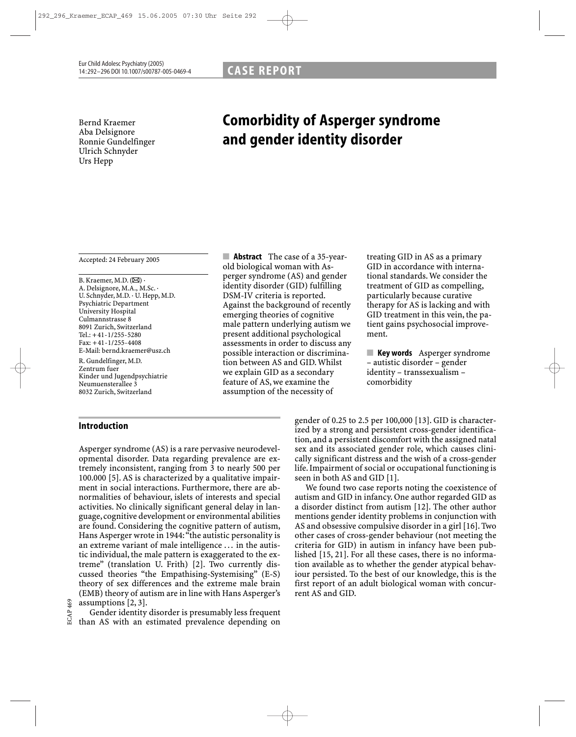# Comorbidity of Asperger syndrome and gender identity disorder

Bernd Kraemer
Aba Delsignore
Ronnie Gundelfinger
Ulrich Schnyder
Urs Hepp

Accepted: 24 February 2005

B. Kraemer, M.D. (✉) ·
A. Delsignore, M.A., M.Sc. ·
U. Schnyder, M.D. · U. Hepp, M.D.
Psychiatric Department
University Hospital
Culmannstrasse 8
8091 Zurich, Switzerland
Tel.: +41-1/255-5280
Fax: +41-1/255-4408
E-Mail: bernd.kraemer@usz.ch

R. Gundelfinger, M.D.
Zentrum fuer
Kinder und Jugendpsychiatrie
Neumuensterallee 3
8032 Zurich, Switzerland

**Abstract** The case of a 35-year-old biological woman with Asperger syndrome (AS) and gender identity disorder (GID) fulfilling DSM-IV criteria is reported. Against the background of recently emerging theories of cognitive male pattern underlying autism we present additional psychological assessments in order to discuss any possible interaction or discrimination between AS and GID. Whilst we explain GID as a secondary feature of AS, we examine the assumption of the necessity of treating GID in AS as a primary GID in accordance with international standards. We consider the treatment of GID as compelling, particularly because curative therapy for AS is lacking and with GID treatment in this vein, the patient gains psychosocial improvement.

**Key words** Asperger syndrome – autistic disorder – gender identity – transsexualism – comorbidity

## Introduction

Asperger syndrome (AS) is a rare pervasive neurodevelopmental disorder. Data regarding prevalence are extremely inconsistent, ranging from 3 to nearly 500 per 100.000 [5]. AS is characterized by a qualitative impairment in social interactions. Furthermore, there are abnormalities of behaviour, islets of interests and special activities. No clinically significant general delay in language, cognitive development or environmental abilities are found. Considering the cognitive pattern of autism, Hans Asperger wrote in 1944: "the autistic personality is an extreme variant of male intelligence … in the autistic individual, the male pattern is exaggerated to the extreme" (translation U. Frith) [2]. Two currently discussed theories "the Empathising-Systemising" (E-S) theory of sex differences and the extreme male brain (EMB) theory of autism are in line with Hans Asperger's assumptions [2, 3].

Gender identity disorder is presumably less frequent than AS with an estimated prevalence depending on gender of 0.25 to 2.5 per 100,000 [13]. GID is characterized by a strong and persistent cross-gender identification, and a persistent discomfort with the assigned natal sex and its associated gender role, which causes clinically significant distress and the wish of a cross-gender life. Impairment of social or occupational functioning is seen in both AS and GID [1].

We found two case reports noting the coexistence of autism and GID in infancy. One author regarded GID as a disorder distinct from autism [12]. The other author mentions gender identity problems in conjunction with AS and obsessive compulsive disorder in a girl [16]. Two other cases of cross-gender behaviour (not meeting the criteria for GID) in autism in infancy have been published [15, 21]. For all these cases, there is no information available as to whether the gender atypical behaviour persisted. To the best of our knowledge, this is the first report of an adult biological woman with concurrent AS and GID.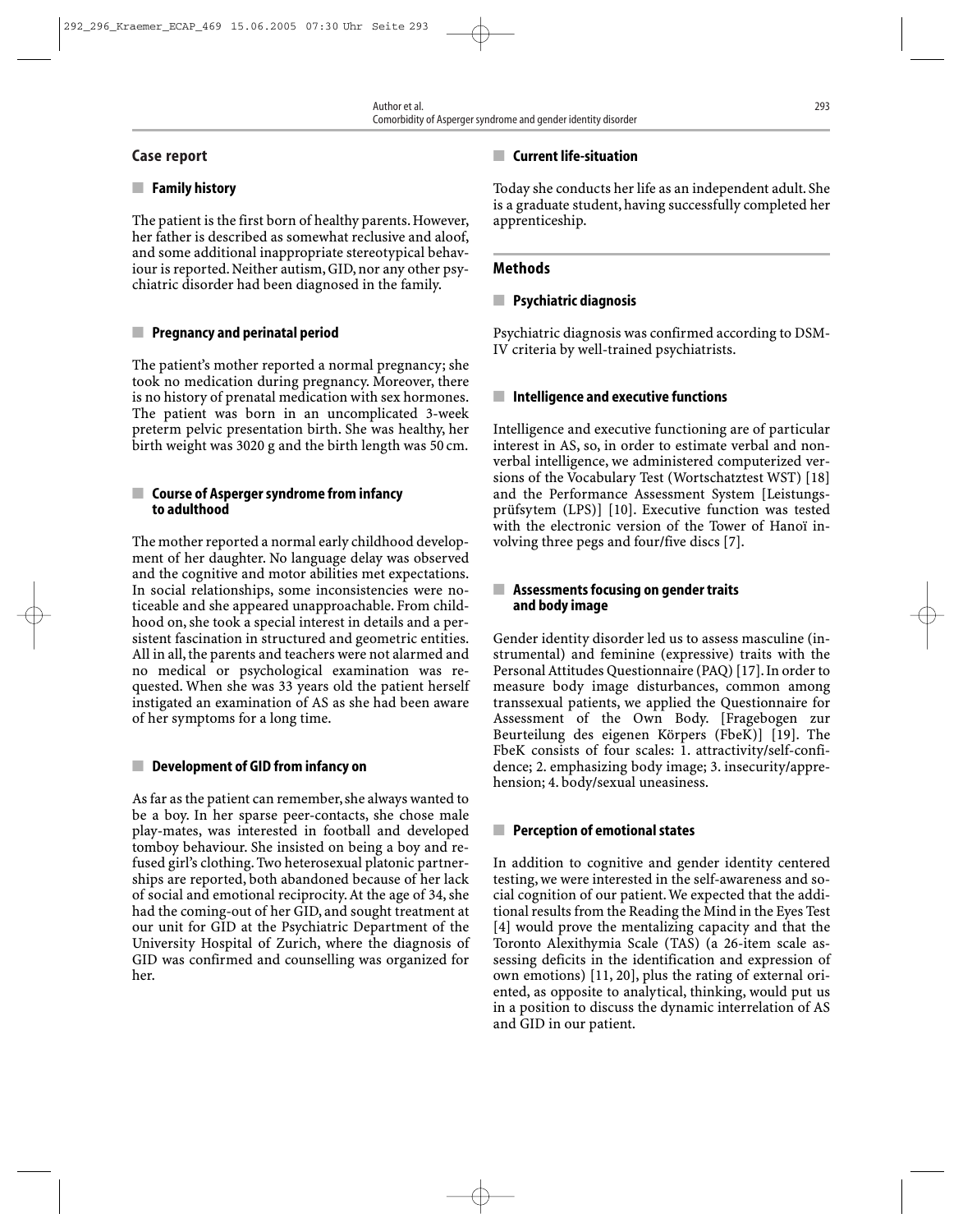## Case report

### Family history

The patient is the first born of healthy parents. However, her father is described as somewhat reclusive and aloof, and some additional inappropriate stereotypical behaviour is reported. Neither autism, GID, nor any other psychiatric disorder had been diagnosed in the family.

### Pregnancy and perinatal period

The patient's mother reported a normal pregnancy; she took no medication during pregnancy. Moreover, there is no history of prenatal medication with sex hormones. The patient was born in an uncomplicated 3-week preterm pelvic presentation birth. She was healthy, her birth weight was 3020 g and the birth length was 50 cm.

### Course of Asperger syndrome from infancy to adulthood

The mother reported a normal early childhood development of her daughter. No language delay was observed and the cognitive and motor abilities met expectations. In social relationships, some inconsistencies were noticeable and she appeared unapproachable. From childhood on, she took a special interest in details and a persistent fascination in structured and geometric entities. All in all, the parents and teachers were not alarmed and no medical or psychological examination was requested. When she was 33 years old the patient herself instigated an examination of AS as she had been aware of her symptoms for a long time.

### Development of GID from infancy on

As far as the patient can remember, she always wanted to be a boy. In her sparse peer-contacts, she chose male play-mates, was interested in football and developed tomboy behaviour. She insisted on being a boy and refused girl's clothing. Two heterosexual platonic partnerships are reported, both abandoned because of her lack of social and emotional reciprocity. At the age of 34, she had the coming-out of her GID, and sought treatment at our unit for GID at the Psychiatric Department of the University Hospital of Zurich, where the diagnosis of GID was confirmed and counselling was organized for her.

### Current life-situation

Today she conducts her life as an independent adult. She is a graduate student, having successfully completed her apprenticeship.

## Methods

### Psychiatric diagnosis

Psychiatric diagnosis was confirmed according to DSM-IV criteria by well-trained psychiatrists.

### Intelligence and executive functions

Intelligence and executive functioning are of particular interest in AS, so, in order to estimate verbal and nonverbal intelligence, we administered computerized versions of the Vocabulary Test (Wortschatztest WST) [18] and the Performance Assessment System [Leistungsprüfsytem (LPS)] [10]. Executive function was tested with the electronic version of the Tower of Hanoï involving three pegs and four/five discs [7].

### Assessments focusing on gender traits and body image

Gender identity disorder led us to assess masculine (instrumental) and feminine (expressive) traits with the Personal Attitudes Questionnaire (PAQ) [17]. In order to measure body image disturbances, common among transsexual patients, we applied the Questionnaire for Assessment of the Own Body. [Fragebogen zur Beurteilung des eigenen Körpers (FbeK)] [19]. The FbeK consists of four scales: 1. attractivity/self-confidence; 2. emphasizing body image; 3. insecurity/apprehension; 4. body/sexual uneasiness.

### Perception of emotional states

In addition to cognitive and gender identity centered testing, we were interested in the self-awareness and social cognition of our patient. We expected that the additional results from the Reading the Mind in the Eyes Test [4] would prove the mentalizing capacity and that the Toronto Alexithymia Scale (TAS) (a 26-item scale assessing deficits in the identification and expression of own emotions) [11, 20], plus the rating of external oriented, as opposite to analytical, thinking, would put us in a position to discuss the dynamic interrelation of AS and GID in our patient.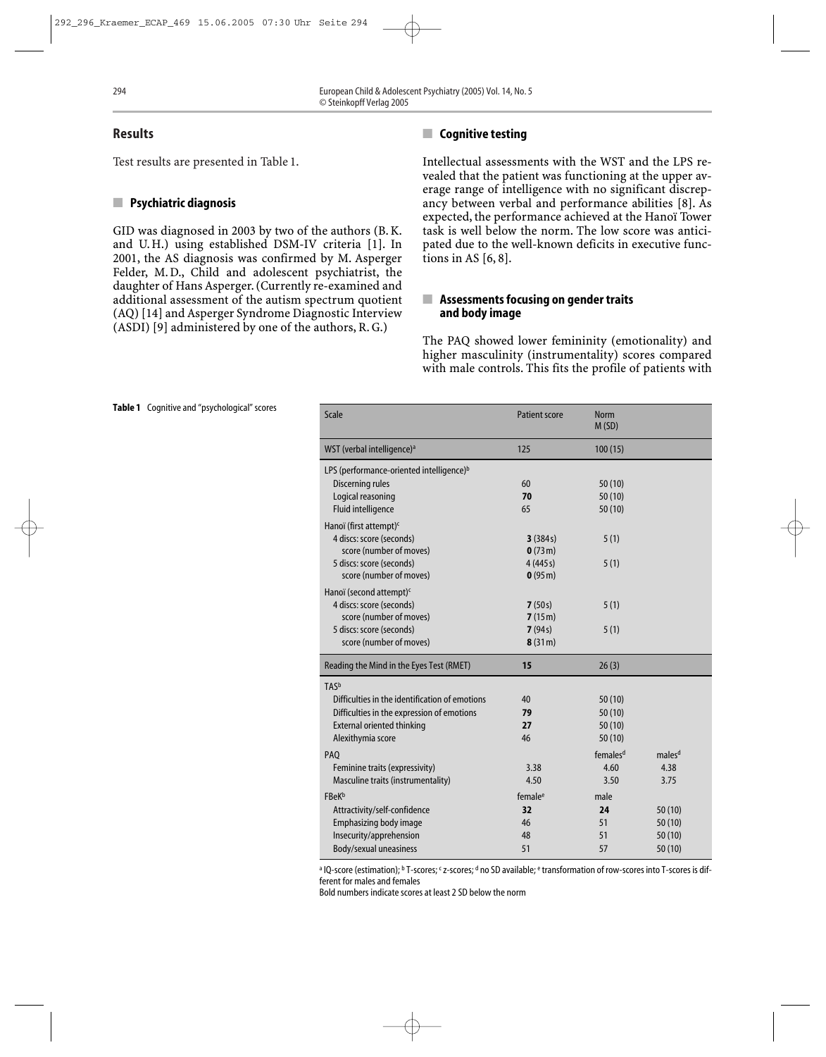## Results

Test results are presented in Table 1.

### Psychiatric diagnosis

GID was diagnosed in 2003 by two of the authors (B. K. and U. H.) using established DSM-IV criteria [1]. In 2001, the AS diagnosis was confirmed by M. Asperger Felder, M. D., Child and adolescent psychiatrist, the daughter of Hans Asperger. (Currently re-examined and additional assessment of the autism spectrum quotient (AQ) [14] and Asperger Syndrome Diagnostic Interview (ASDI) [9] administered by one of the authors, R. G.)

### Cognitive testing

Intellectual assessments with the WST and the LPS revealed that the patient was functioning at the upper average range of intelligence with no significant discrepancy between verbal and performance abilities [8]. As expected, the performance achieved at the Hanoï Tower task is well below the norm. The low score was anticipated due to the well-known deficits in executive functions in AS [6, 8].

### Assessments focusing on gender traits and body image

The PAQ showed lower femininity (emotionality) and higher masculinity (instrumentality) scores compared with male controls. This fits the profile of patients with

**Table 1** Cognitive and "psychological" scores

| Scale | Patient score | Norm M (SD) | |
|---|---|---|---|
| WST (verbal intelligence)[a] | 125 | 100 (15) | |
| LPS (performance-oriented intelligence)[b] | | | |
| Discerning rules | 60 | 50 (10) | |
| Logical reasoning | **70** | 50 (10) | |
| Fluid intelligence | 65 | 50 (10) | |
| Hanoï (first attempt)[c] | | | |
| 4 discs: score (seconds) | **3** (384 s) | 5 (1) | |
| score (number of moves) | **0** (73 m) | | |
| 5 discs: score (seconds) | 4 (445 s) | 5 (1) | |
| score (number of moves) | **0** (95 m) | | |
| Hanoï (second attempt)[c] | | | |
| 4 discs: score (seconds) | **7** (50 s) | 5 (1) | |
| score (number of moves) | **7** (15 m) | | |
| 5 discs: score (seconds) | **7** (94 s) | 5 (1) | |
| score (number of moves) | **8** (31 m) | | |
| Reading the Mind in the Eyes Test (RMET) | **15** | 26 (3) | |
| TAS[b] | | | |
| Difficulties in the identification of emotions | 40 | 50 (10) | |
| Difficulties in the expression of emotions | **79** | 50 (10) | |
| External oriented thinking | **27** | 50 (10) | |
| Alexithymia score | 46 | 50 (10) | |
| PAQ | | females[d] | males[d] |
| Feminine traits (expressivity) | 3.38 | 4.60 | 4.38 |
| Masculine traits (instrumentality) | 4.50 | 3.50 | 3.75 |
| FBeK[b] | female[e] | male | |
| Attractivity/self-confidence | **32** | **24** | 50 (10) |
| Emphasizing body image | 46 | 51 | 50 (10) |
| Insecurity/apprehension | 48 | 51 | 50 (10) |
| Body/sexual uneasiness | 51 | 57 | 50 (10) |

[a] IQ-score (estimation); [b] T-scores; [c] z-scores; [d] no SD available; [e] transformation of row-scores into T-scores is different for males and females

Bold numbers indicate scores at least 2 SD below the norm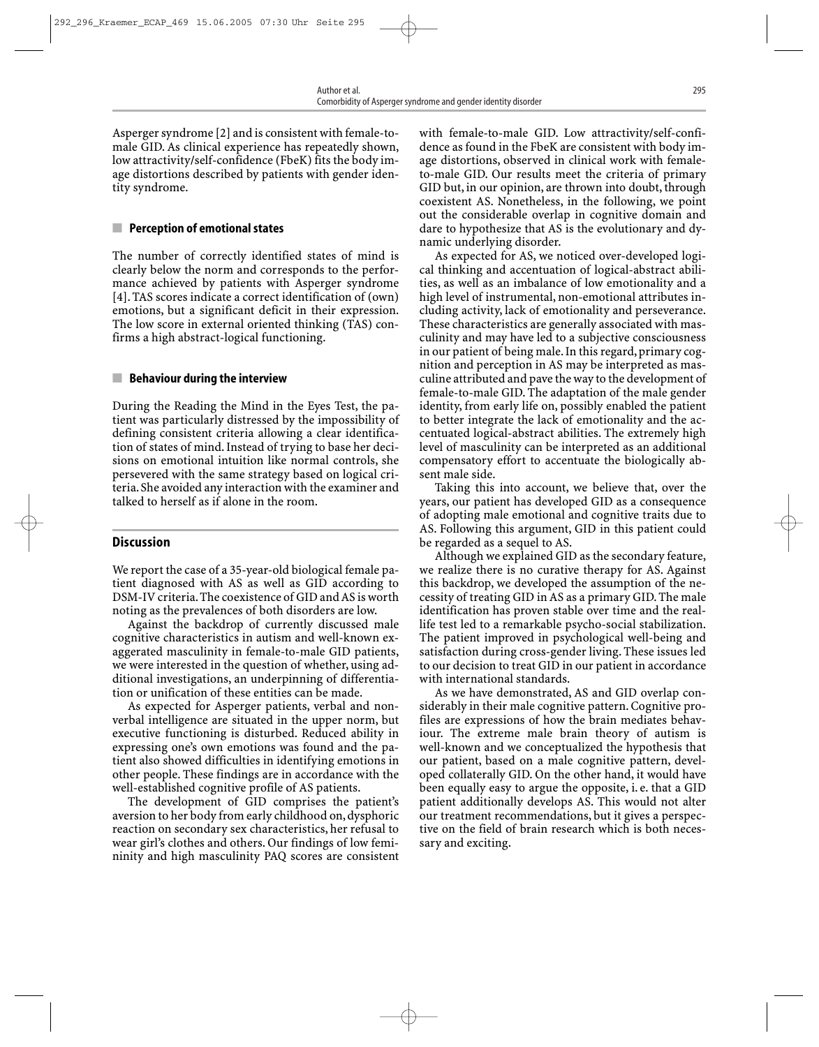Asperger syndrome [2] and is consistent with female-to-male GID. As clinical experience has repeatedly shown, low attractivity/self-confidence (FbeK) fits the body image distortions described by patients with gender identity syndrome.

## Perception of emotional states

The number of correctly identified states of mind is clearly below the norm and corresponds to the performance achieved by patients with Asperger syndrome [4]. TAS scores indicate a correct identification of (own) emotions, but a significant deficit in their expression. The low score in external oriented thinking (TAS) confirms a high abstract-logical functioning.

## Behaviour during the interview

During the Reading the Mind in the Eyes Test, the patient was particularly distressed by the impossibility of defining consistent criteria allowing a clear identification of states of mind. Instead of trying to base her decisions on emotional intuition like normal controls, she persevered with the same strategy based on logical criteria. She avoided any interaction with the examiner and talked to herself as if alone in the room.

# Discussion

We report the case of a 35-year-old biological female patient diagnosed with AS as well as GID according to DSM-IV criteria. The coexistence of GID and AS is worth noting as the prevalences of both disorders are low.

Against the backdrop of currently discussed male cognitive characteristics in autism and well-known exaggerated masculinity in female-to-male GID patients, we were interested in the question of whether, using additional investigations, an underpinning of differentiation or unification of these entities can be made.

As expected for Asperger patients, verbal and nonverbal intelligence are situated in the upper norm, but executive functioning is disturbed. Reduced ability in expressing one's own emotions was found and the patient also showed difficulties in identifying emotions in other people. These findings are in accordance with the well-established cognitive profile of AS patients.

The development of GID comprises the patient's aversion to her body from early childhood on, dysphoric reaction on secondary sex characteristics, her refusal to wear girl's clothes and others. Our findings of low femininity and high masculinity PAQ scores are consistent with female-to-male GID. Low attractivity/self-confidence as found in the FbeK are consistent with body image distortions, observed in clinical work with female-to-male GID. Our results meet the criteria of primary GID but, in our opinion, are thrown into doubt, through coexistent AS. Nonetheless, in the following, we point out the considerable overlap in cognitive domain and dare to hypothesize that AS is the evolutionary and dynamic underlying disorder.

As expected for AS, we noticed over-developed logical thinking and accentuation of logical-abstract abilities, as well as an imbalance of low emotionality and a high level of instrumental, non-emotional attributes including activity, lack of emotionality and perseverance. These characteristics are generally associated with masculinity and may have led to a subjective consciousness in our patient of being male. In this regard, primary cognition and perception in AS may be interpreted as masculine attributed and pave the way to the development of female-to-male GID. The adaptation of the male gender identity, from early life on, possibly enabled the patient to better integrate the lack of emotionality and the accentuated logical-abstract abilities. The extremely high level of masculinity can be interpreted as an additional compensatory effort to accentuate the biologically absent male side.

Taking this into account, we believe that, over the years, our patient has developed GID as a consequence of adopting male emotional and cognitive traits due to AS. Following this argument, GID in this patient could be regarded as a sequel to AS.

Although we explained GID as the secondary feature, we realize there is no curative therapy for AS. Against this backdrop, we developed the assumption of the necessity of treating GID in AS as a primary GID. The male identification has proven stable over time and the real-life test led to a remarkable psycho-social stabilization. The patient improved in psychological well-being and satisfaction during cross-gender living. These issues led to our decision to treat GID in our patient in accordance with international standards.

As we have demonstrated, AS and GID overlap considerably in their male cognitive pattern. Cognitive profiles are expressions of how the brain mediates behaviour. The extreme male brain theory of autism is well-known and we conceptualized the hypothesis that our patient, based on a male cognitive pattern, developed collaterally GID. On the other hand, it would have been equally easy to argue the opposite, i. e. that a GID patient additionally develops AS. This would not alter our treatment recommendations, but it gives a perspective on the field of brain research which is both necessary and exciting.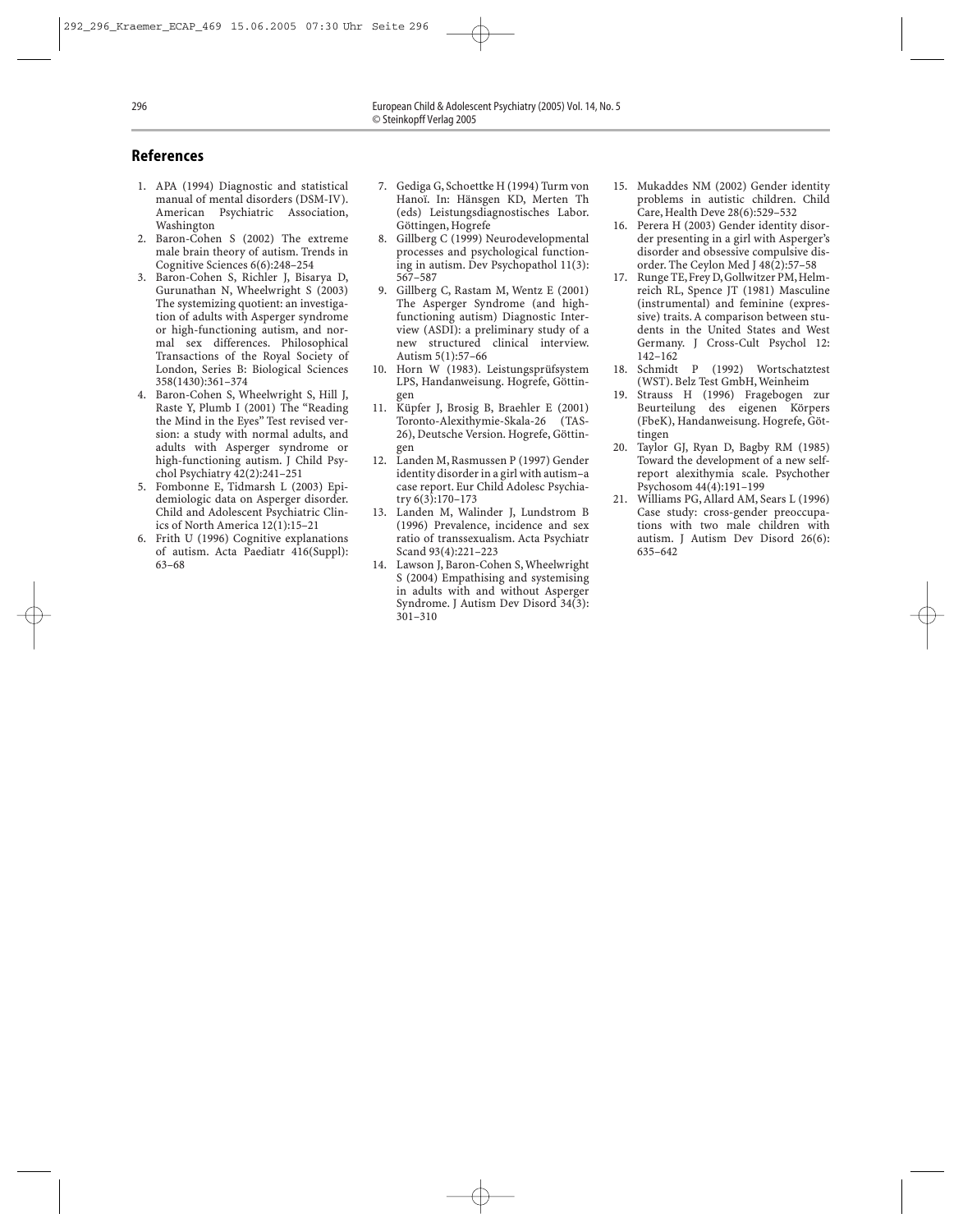## References

1. APA (1994) Diagnostic and statistical manual of mental disorders (DSM-IV). American Psychiatric Association, Washington
2. Baron-Cohen S (2002) The extreme male brain theory of autism. Trends in Cognitive Sciences 6(6):248–254
3. Baron-Cohen S, Richler J, Bisarya D, Gurunathan N, Wheelwright S (2003) The systemizing quotient: an investigation of adults with Asperger syndrome or high-functioning autism, and normal sex differences. Philosophical Transactions of the Royal Society of London, Series B: Biological Sciences 358(1430):361–374
4. Baron-Cohen S, Wheelwright S, Hill J, Raste Y, Plumb I (2001) The "Reading the Mind in the Eyes" Test revised version: a study with normal adults, and adults with Asperger syndrome or high-functioning autism. J Child Psychol Psychiatry 42(2):241–251
5. Fombonne E, Tidmarsh L (2003) Epidemiologic data on Asperger disorder. Child and Adolescent Psychiatric Clinics of North America 12(1):15–21
6. Frith U (1996) Cognitive explanations of autism. Acta Paediatr 416(Suppl): 63–68
7. Gediga G, Schoettke H (1994) Turm von Hanoï. In: Hänsgen KD, Merten Th (eds) Leistungsdiagnostisches Labor. Göttingen, Hogrefe
8. Gillberg C (1999) Neurodevelopmental processes and psychological functioning in autism. Dev Psychopathol 11(3): 567–587
9. Gillberg C, Rastam M, Wentz E (2001) The Asperger Syndrome (and high-functioning autism) Diagnostic Interview (ASDI): a preliminary study of a new structured clinical interview. Autism 5(1):57–66
10. Horn W (1983). Leistungsprüfsystem LPS, Handanweisung. Hogrefe, Göttingen
11. Küpfer J, Brosig B, Braehler E (2001) Toronto-Alexithymie-Skala-26 (TAS-26), Deutsche Version. Hogrefe, Göttingen
12. Landen M, Rasmussen P (1997) Gender identity disorder in a girl with autism–a case report. Eur Child Adolesc Psychiatry 6(3):170–173
13. Landen M, Walinder J, Lundstrom B (1996) Prevalence, incidence and sex ratio of transsexualism. Acta Psychiatr Scand 93(4):221–223
14. Lawson J, Baron-Cohen S, Wheelwright S (2004) Empathising and systemising in adults with and without Asperger Syndrome. J Autism Dev Disord 34(3): 301–310
15. Mukaddes NM (2002) Gender identity problems in autistic children. Child Care, Health Deve 28(6):529–532
16. Perera H (2003) Gender identity disorder presenting in a girl with Asperger's disorder and obsessive compulsive disorder. The Ceylon Med J 48(2):57–58
17. Runge TE, Frey D, Gollwitzer PM, Helmreich RL, Spence JT (1981) Masculine (instrumental) and feminine (expressive) traits. A comparison between students in the United States and West Germany. J Cross-Cult Psychol 12: 142–162
18. Schmidt P (1992) Wortschatztest (WST). Belz Test GmbH, Weinheim
19. Strauss H (1996) Fragebogen zur Beurteilung des eigenen Körpers (FbeK), Handanweisung. Hogrefe, Göttingen
20. Taylor GJ, Ryan D, Bagby RM (1985) Toward the development of a new self-report alexithymia scale. Psychother Psychosom 44(4):191–199
21. Williams PG, Allard AM, Sears L (1996) Case study: cross-gender preoccupations with two male children with autism. J Autism Dev Disord 26(6): 635–642